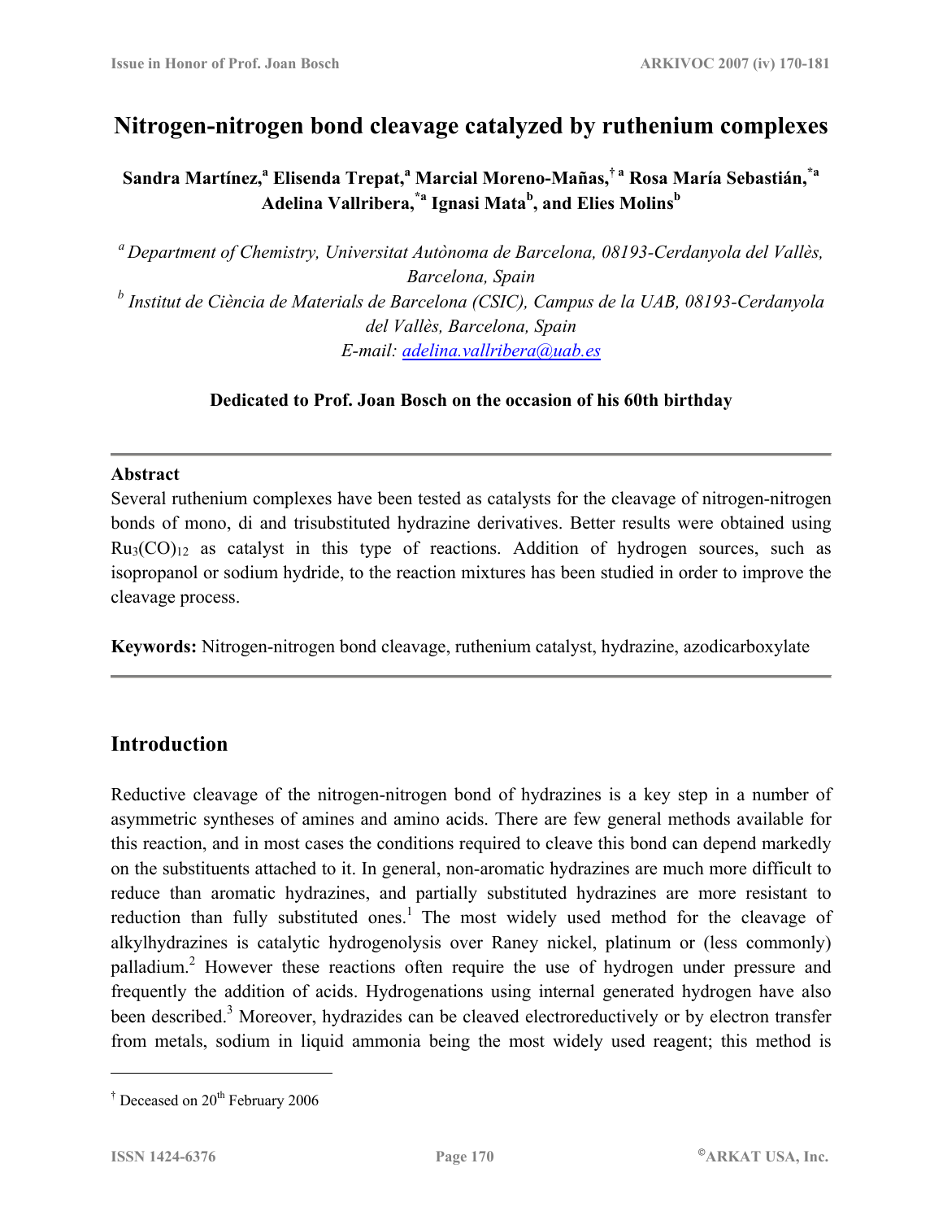# Nitrogen-nitrogen bond cleavage catalyzed by ruthenium complexes

**Sandra Martínez,[a] Elisenda Trepat,[a] Marcial Moreno-Mañas,[† a] Rosa María Sebastián,[*a] Adelina Vallribera,[*a] Ignasi Mata[b], and Elies Molins[b]**

*[a] Department of Chemistry, Universitat Autònoma de Barcelona, 08193-Cerdanyola del Vallès, Barcelona, Spain*

*[b] Institut de Ciència de Materials de Barcelona (CSIC), Campus de la UAB, 08193-Cerdanyola del Vallès, Barcelona, Spain*

*E-mail:* adelina.vallribera@uab.es

**Dedicated to Prof. Joan Bosch on the occasion of his 60th birthday**

---

**Abstract**

Several ruthenium complexes have been tested as catalysts for the cleavage of nitrogen-nitrogen bonds of mono, di and trisubstituted hydrazine derivatives. Better results were obtained using $Ru_3(CO)_{12}$ as catalyst in this type of reactions. Addition of hydrogen sources, such as isopropanol or sodium hydride, to the reaction mixtures has been studied in order to improve the cleavage process.

**Keywords:** Nitrogen-nitrogen bond cleavage, ruthenium catalyst, hydrazine, azodicarboxylate

---

## Introduction

Reductive cleavage of the nitrogen-nitrogen bond of hydrazines is a key step in a number of asymmetric syntheses of amines and amino acids. There are few general methods available for this reaction, and in most cases the conditions required to cleave this bond can depend markedly on the substituents attached to it. In general, non-aromatic hydrazines are much more difficult to reduce than aromatic hydrazines, and partially substituted hydrazines are more resistant to reduction than fully substituted ones.[1] The most widely used method for the cleavage of alkylhydrazines is catalytic hydrogenolysis over Raney nickel, platinum or (less commonly) palladium.[2] However these reactions often require the use of hydrogen under pressure and frequently the addition of acids. Hydrogenations using internal generated hydrogen have also been described.[3] Moreover, hydrazides can be cleaved electroreductively or by electron transfer from metals, sodium in liquid ammonia being the most widely used reagent; this method is

[†] Deceased on 20th February 2006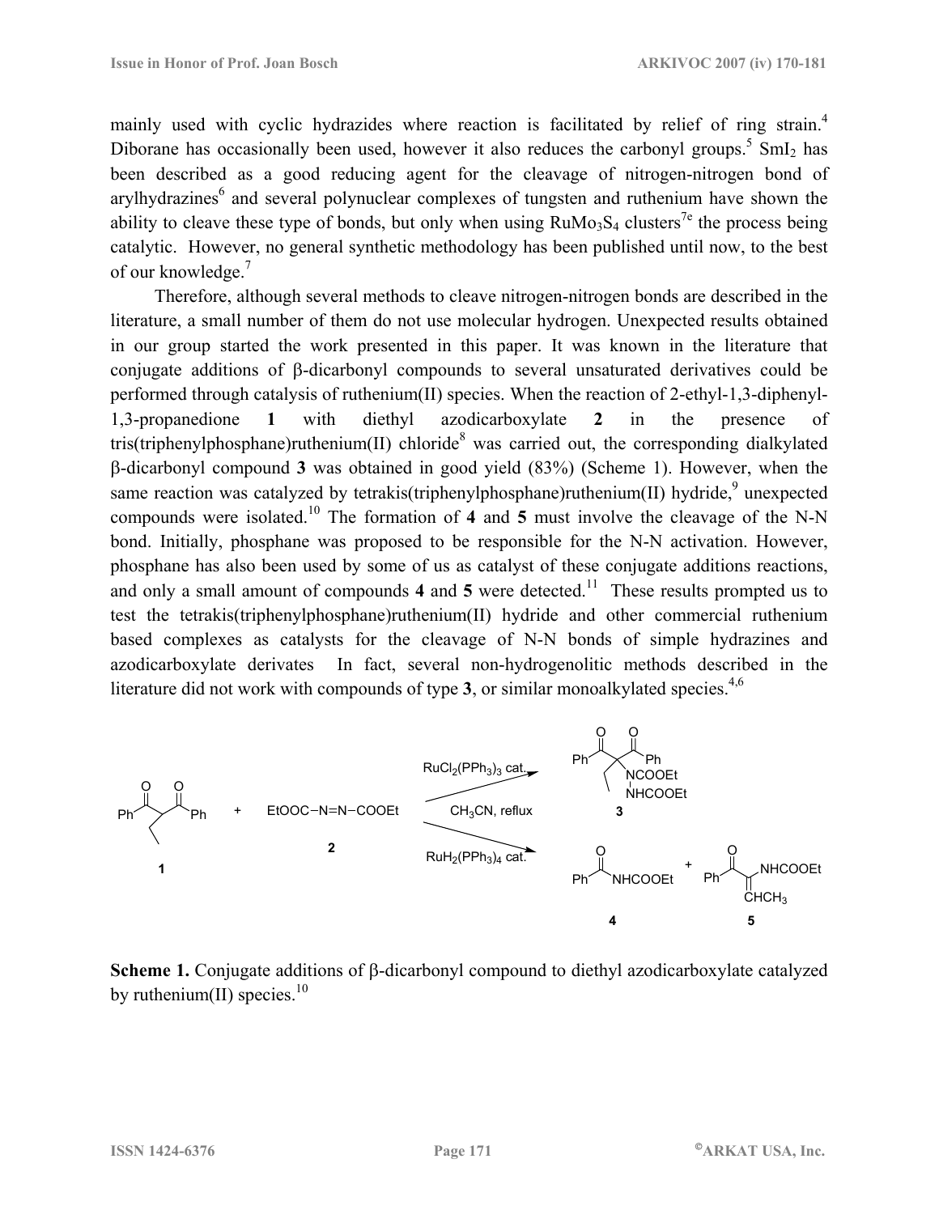mainly used with cyclic hydrazides where reaction is facilitated by relief of ring strain.[4] Diborane has occasionally been used, however it also reduces the carbonyl groups.[5] $SmI_2$ has been described as a good reducing agent for the cleavage of nitrogen-nitrogen bond of arylhydrazines[6] and several polynuclear complexes of tungsten and ruthenium have shown the ability to cleave these type of bonds, but only when using $RuMo_3S_4$ clusters[7e] the process being catalytic. However, no general synthetic methodology has been published until now, to the best of our knowledge.[7]

Therefore, although several methods to cleave nitrogen-nitrogen bonds are described in the literature, a small number of them do not use molecular hydrogen. Unexpected results obtained in our group started the work presented in this paper. It was known in the literature that conjugate additions of β-dicarbonyl compounds to several unsaturated derivatives could be performed through catalysis of ruthenium(II) species. When the reaction of 2-ethyl-1,3-diphenyl-1,3-propanedione **1** with diethyl azodicarboxylate **2** in the presence of tris(triphenylphosphane)ruthenium(II) chloride[8] was carried out, the corresponding dialkylated β-dicarbonyl compound **3** was obtained in good yield (83%) (Scheme 1). However, when the same reaction was catalyzed by tetrakis(triphenylphosphane)ruthenium(II) hydride,[9] unexpected compounds were isolated.[10] The formation of **4** and **5** must involve the cleavage of the N-N bond. Initially, phosphane was proposed to be responsible for the N-N activation. However, phosphane has also been used by some of us as catalyst of these conjugate additions reactions, and only a small amount of compounds **4** and **5** were detected.[11] These results prompted us to test the tetrakis(triphenylphosphane)ruthenium(II) hydride and other commercial ruthenium based complexes as catalysts for the cleavage of N-N bonds of simple hydrazines and azodicarboxylate derivates In fact, several non-hydrogenolitic methods described in the literature did not work with compounds of type **3**, or similar monoalkylated species.[4,6]

**1** + EtOOC−N=N−COOEt **2** → ($RuCl_2(PPh_3)_3$ cat., $CH_3CN$, reflux) → **3**

**1** + **2** → ($RuH_2(PPh_3)_4$ cat.) → PhCONHCOOEt **4** + PhCOC(=CHCH$_3$)NHCOOEt **5**

**Scheme 1.** Conjugate additions of β-dicarbonyl compound to diethyl azodicarboxylate catalyzed by ruthenium(II) species.[10]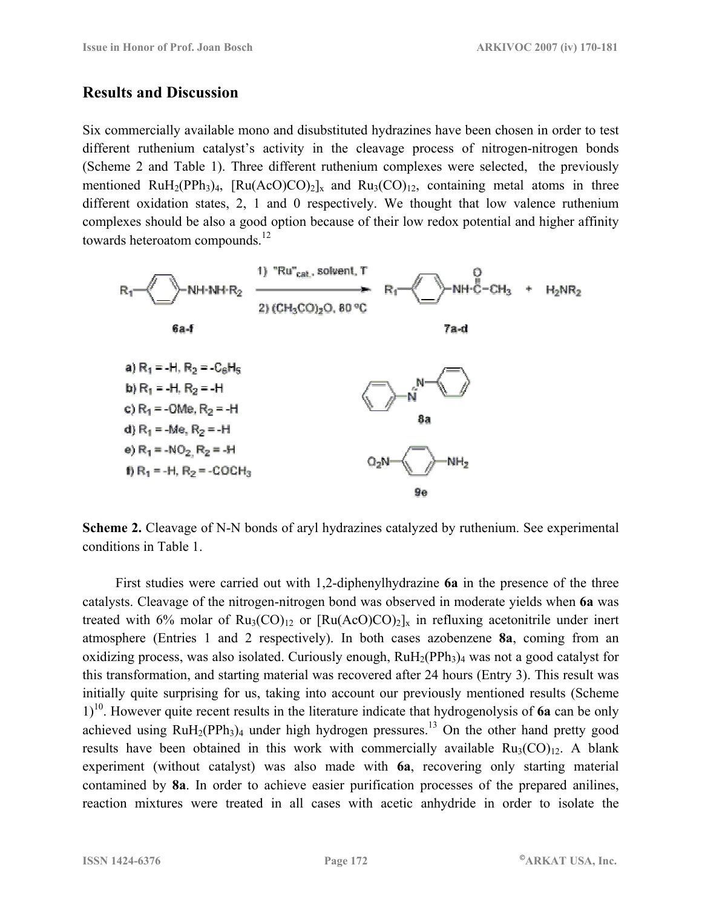## Results and Discussion

Six commercially available mono and disubstituted hydrazines have been chosen in order to test different ruthenium catalyst's activity in the cleavage process of nitrogen-nitrogen bonds (Scheme 2 and Table 1). Three different ruthenium complexes were selected, the previously mentioned $RuH_2(PPh_3)_4$, $[Ru(AcO)CO)_2]_x$ and $Ru_3(CO)_{12}$, containing metal atoms in three different oxidation states, 2, 1 and 0 respectively. We thought that low valence ruthenium complexes should be also a good option because of their low redox potential and higher affinity towards heteroatom compounds.[12]

Scheme 2. Cleavage of N-N bonds of aryl hydrazines catalyzed by ruthenium. See experimental conditions in Table 1.

First studies were carried out with 1,2-diphenylhydrazine **6a** in the presence of the three catalysts. Cleavage of the nitrogen-nitrogen bond was observed in moderate yields when **6a** was treated with 6% molar of $Ru_3(CO)_{12}$ or $[Ru(AcO)CO)_2]_x$ in refluxing acetonitrile under inert atmosphere (Entries 1 and 2 respectively). In both cases azobenzene **8a**, coming from an oxidizing process, was also isolated. Curiously enough, $RuH_2(PPh_3)_4$ was not a good catalyst for this transformation, and starting material was recovered after 24 hours (Entry 3). This result was initially quite surprising for us, taking into account our previously mentioned results (Scheme 1)[10]. However quite recent results in the literature indicate that hydrogenolysis of **6a** can be only achieved using $RuH_2(PPh_3)_4$ under high hydrogen pressures.[13] On the other hand pretty good results have been obtained in this work with commercially available $Ru_3(CO)_{12}$. A blank experiment (without catalyst) was also made with **6a**, recovering only starting material contamined by **8a**. In order to achieve easier purification processes of the prepared anilines, reaction mixtures were treated in all cases with acetic anhydride in order to isolate the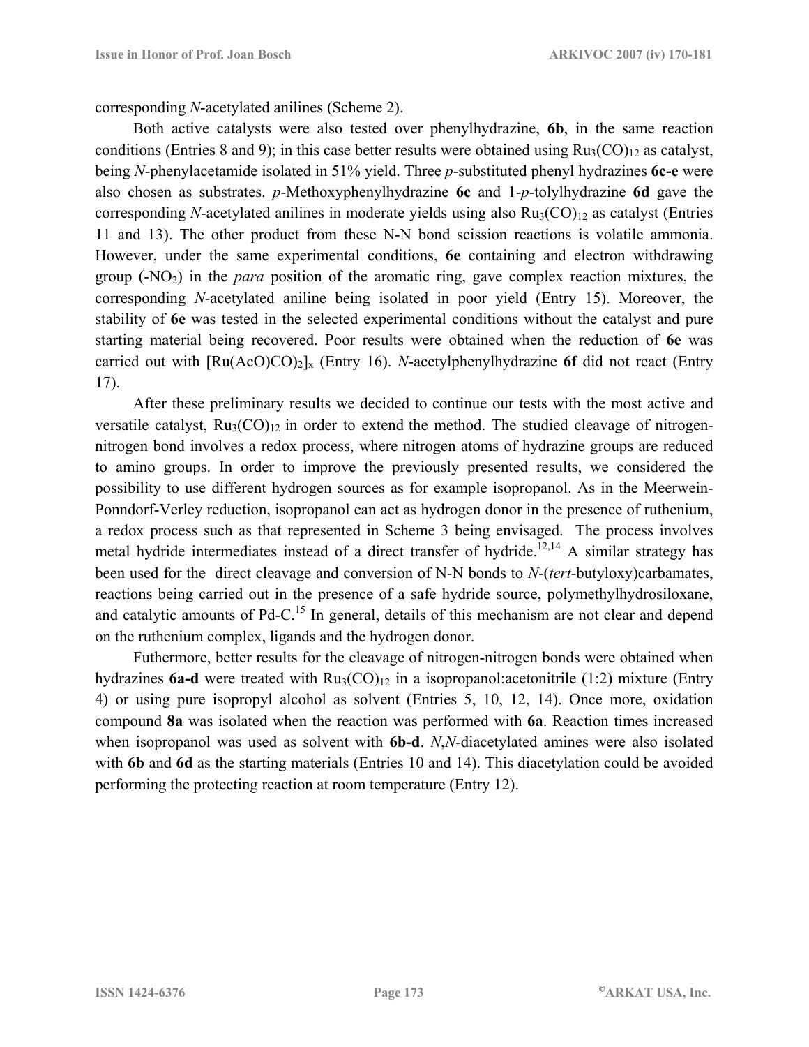corresponding *N*-acetylated anilines (Scheme 2).

Both active catalysts were also tested over phenylhydrazine, **6b**, in the same reaction conditions (Entries 8 and 9); in this case better results were obtained using $Ru_3(CO)_{12}$ as catalyst, being *N*-phenylacetamide isolated in 51% yield. Three *p*-substituted phenyl hydrazines **6c-e** were also chosen as substrates. *p*-Methoxyphenylhydrazine **6c** and 1-*p*-tolylhydrazine **6d** gave the corresponding *N*-acetylated anilines in moderate yields using also $Ru_3(CO)_{12}$ as catalyst (Entries 11 and 13). The other product from these N-N bond scission reactions is volatile ammonia. However, under the same experimental conditions, **6e** containing and electron withdrawing group ($-NO_2$) in the *para* position of the aromatic ring, gave complex reaction mixtures, the corresponding *N*-acetylated aniline being isolated in poor yield (Entry 15). Moreover, the stability of **6e** was tested in the selected experimental conditions without the catalyst and pure starting material being recovered. Poor results were obtained when the reduction of **6e** was carried out with $[Ru(AcO)CO)_2]_x$ (Entry 16). *N*-acetylphenylhydrazine **6f** did not react (Entry 17).

After these preliminary results we decided to continue our tests with the most active and versatile catalyst, $Ru_3(CO)_{12}$ in order to extend the method. The studied cleavage of nitrogen-nitrogen bond involves a redox process, where nitrogen atoms of hydrazine groups are reduced to amino groups. In order to improve the previously presented results, we considered the possibility to use different hydrogen sources as for example isopropanol. As in the Meerwein-Ponndorf-Verley reduction, isopropanol can act as hydrogen donor in the presence of ruthenium, a redox process such as that represented in Scheme 3 being envisaged. The process involves metal hydride intermediates instead of a direct transfer of hydride.[12,14] A similar strategy has been used for the direct cleavage and conversion of N-N bonds to *N*-(*tert*-butyloxy)carbamates, reactions being carried out in the presence of a safe hydride source, polymethylhydrosiloxane, and catalytic amounts of Pd-C.[15] In general, details of this mechanism are not clear and depend on the ruthenium complex, ligands and the hydrogen donor.

Futhermore, better results for the cleavage of nitrogen-nitrogen bonds were obtained when hydrazines **6a-d** were treated with $Ru_3(CO)_{12}$ in a isopropanol:acetonitrile (1:2) mixture (Entry 4) or using pure isopropyl alcohol as solvent (Entries 5, 10, 12, 14). Once more, oxidation compound **8a** was isolated when the reaction was performed with **6a**. Reaction times increased when isopropanol was used as solvent with **6b-d**. *N*,*N*-diacetylated amines were also isolated with **6b** and **6d** as the starting materials (Entries 10 and 14). This diacetylation could be avoided performing the protecting reaction at room temperature (Entry 12).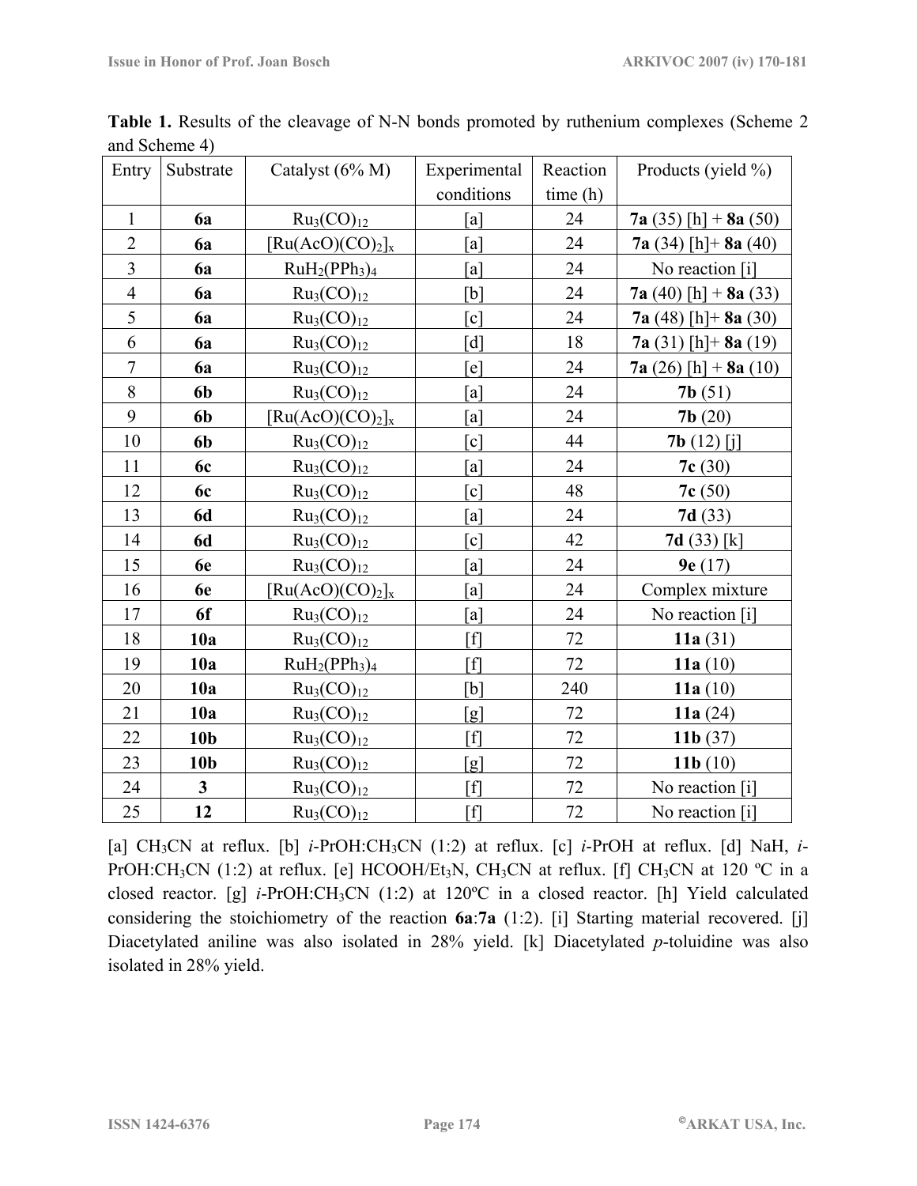**Table 1.** Results of the cleavage of N-N bonds promoted by ruthenium complexes (Scheme 2 and Scheme 4)

| Entry | Substrate | Catalyst (6% M) | Experimental conditions | Reaction time (h) | Products (yield %) |
|---|---|---|---|---|---|
| 1 | **6a** | $Ru_3(CO)_{12}$ | [a] | 24 | **7a** (35) [h] + **8a** (50) |
| 2 | **6a** | $[Ru(AcO)(CO)_2]_x$ | [a] | 24 | **7a** (34) [h]+ **8a** (40) |
| 3 | **6a** | $RuH_2(PPh_3)_4$ | [a] | 24 | No reaction [i] |
| 4 | **6a** | $Ru_3(CO)_{12}$ | [b] | 24 | **7a** (40) [h] + **8a** (33) |
| 5 | **6a** | $Ru_3(CO)_{12}$ | [c] | 24 | **7a** (48) [h]+ **8a** (30) |
| 6 | **6a** | $Ru_3(CO)_{12}$ | [d] | 18 | **7a** (31) [h]+ **8a** (19) |
| 7 | **6a** | $Ru_3(CO)_{12}$ | [e] | 24 | **7a** (26) [h] + **8a** (10) |
| 8 | **6b** | $Ru_3(CO)_{12}$ | [a] | 24 | **7b** (51) |
| 9 | **6b** | $[Ru(AcO)(CO)_2]_x$ | [a] | 24 | **7b** (20) |
| 10 | **6b** | $Ru_3(CO)_{12}$ | [c] | 44 | **7b** (12) [j] |
| 11 | **6c** | $Ru_3(CO)_{12}$ | [a] | 24 | **7c** (30) |
| 12 | **6c** | $Ru_3(CO)_{12}$ | [c] | 48 | **7c** (50) |
| 13 | **6d** | $Ru_3(CO)_{12}$ | [a] | 24 | **7d** (33) |
| 14 | **6d** | $Ru_3(CO)_{12}$ | [c] | 42 | **7d** (33) [k] |
| 15 | **6e** | $Ru_3(CO)_{12}$ | [a] | 24 | **9e** (17) |
| 16 | **6e** | $[Ru(AcO)(CO)_2]_x$ | [a] | 24 | Complex mixture |
| 17 | **6f** | $Ru_3(CO)_{12}$ | [a] | 24 | No reaction [i] |
| 18 | **10a** | $Ru_3(CO)_{12}$ | [f] | 72 | **11a** (31) |
| 19 | **10a** | $RuH_2(PPh_3)_4$ | [f] | 72 | **11a** (10) |
| 20 | **10a** | $Ru_3(CO)_{12}$ | [b] | 240 | **11a** (10) |
| 21 | **10a** | $Ru_3(CO)_{12}$ | [g] | 72 | **11a** (24) |
| 22 | **10b** | $Ru_3(CO)_{12}$ | [f] | 72 | **11b** (37) |
| 23 | **10b** | $Ru_3(CO)_{12}$ | [g] | 72 | **11b** (10) |
| 24 | **3** | $Ru_3(CO)_{12}$ | [f] | 72 | No reaction [i] |
| 25 | **12** | $Ru_3(CO)_{12}$ | [f] | 72 | No reaction [i] |

[a] $CH_3CN$ at reflux. [b] *i*-PrOH:$CH_3CN$ (1:2) at reflux. [c] *i*-PrOH at reflux. [d] NaH, *i*-PrOH:$CH_3CN$ (1:2) at reflux. [e] HCOOH/$Et_3N$, $CH_3CN$ at reflux. [f] $CH_3CN$ at 120 ºC in a closed reactor. [g] *i*-PrOH:$CH_3CN$ (1:2) at 120ºC in a closed reactor. [h] Yield calculated considering the stoichiometry of the reaction **6a**:**7a** (1:2). [i] Starting material recovered. [j] Diacetylated aniline was also isolated in 28% yield. [k] Diacetylated *p*-toluidine was also isolated in 28% yield.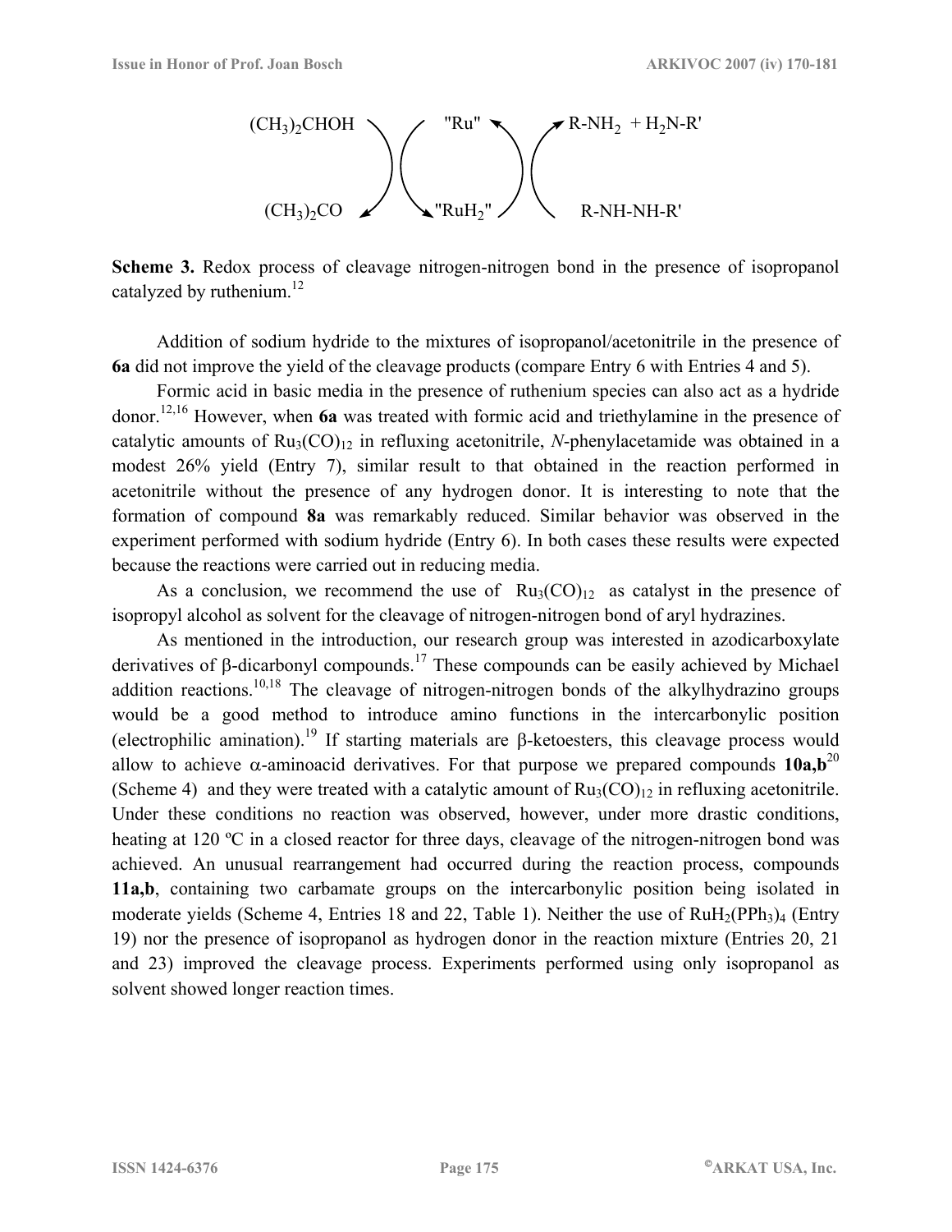$(CH_3)_2CHOH$ "Ru" $R\text{-}NH_2 + H_2N\text{-}R'$

$(CH_3)_2CO$ "$RuH_2$" R-NH-NH-R'

**Scheme 3.** Redox process of cleavage nitrogen-nitrogen bond in the presence of isopropanol catalyzed by ruthenium.[12]

Addition of sodium hydride to the mixtures of isopropanol/acetonitrile in the presence of **6a** did not improve the yield of the cleavage products (compare Entry 6 with Entries 4 and 5).

Formic acid in basic media in the presence of ruthenium species can also act as a hydride donor.[12,16] However, when **6a** was treated with formic acid and triethylamine in the presence of catalytic amounts of $Ru_3(CO)_{12}$ in refluxing acetonitrile, *N*-phenylacetamide was obtained in a modest 26% yield (Entry 7), similar result to that obtained in the reaction performed in acetonitrile without the presence of any hydrogen donor. It is interesting to note that the formation of compound **8a** was remarkably reduced. Similar behavior was observed in the experiment performed with sodium hydride (Entry 6). In both cases these results were expected because the reactions were carried out in reducing media.

As a conclusion, we recommend the use of $Ru_3(CO)_{12}$ as catalyst in the presence of isopropyl alcohol as solvent for the cleavage of nitrogen-nitrogen bond of aryl hydrazines.

As mentioned in the introduction, our research group was interested in azodicarboxylate derivatives of β-dicarbonyl compounds.[17] These compounds can be easily achieved by Michael addition reactions.[10,18] The cleavage of nitrogen-nitrogen bonds of the alkylhydrazino groups would be a good method to introduce amino functions in the intercarbonylic position (electrophilic amination).[19] If starting materials are β-ketoesters, this cleavage process would allow to achieve α-aminoacid derivatives. For that purpose we prepared compounds **10a,b**[20] (Scheme 4) and they were treated with a catalytic amount of $Ru_3(CO)_{12}$ in refluxing acetonitrile. Under these conditions no reaction was observed, however, under more drastic conditions, heating at 120 ºC in a closed reactor for three days, cleavage of the nitrogen-nitrogen bond was achieved. An unusual rearrangement had occurred during the reaction process, compounds **11a,b**, containing two carbamate groups on the intercarbonylic position being isolated in moderate yields (Scheme 4, Entries 18 and 22, Table 1). Neither the use of $RuH_2(PPh_3)_4$ (Entry 19) nor the presence of isopropanol as hydrogen donor in the reaction mixture (Entries 20, 21 and 23) improved the cleavage process. Experiments performed using only isopropanol as solvent showed longer reaction times.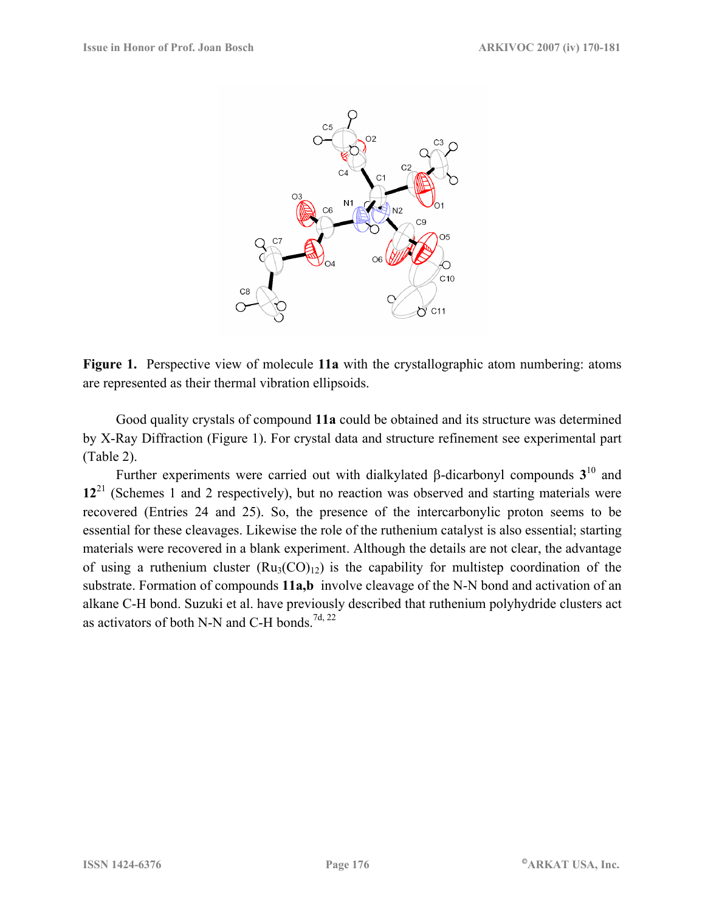**Figure 1.** Perspective view of molecule **11a** with the crystallographic atom numbering: atoms are represented as their thermal vibration ellipsoids.

Good quality crystals of compound **11a** could be obtained and its structure was determined by X-Ray Diffraction (Figure 1). For crystal data and structure refinement see experimental part (Table 2).

Further experiments were carried out with dialkylated β-dicarbonyl compounds **3**[10] and **12**[21] (Schemes 1 and 2 respectively), but no reaction was observed and starting materials were recovered (Entries 24 and 25). So, the presence of the intercarbonylic proton seems to be essential for these cleavages. Likewise the role of the ruthenium catalyst is also essential; starting materials were recovered in a blank experiment. Although the details are not clear, the advantage of using a ruthenium cluster ($Ru_3(CO)_{12}$) is the capability for multistep coordination of the substrate. Formation of compounds **11a,b** involve cleavage of the N-N bond and activation of an alkane C-H bond. Suzuki et al. have previously described that ruthenium polyhydride clusters act as activators of both N-N and C-H bonds.[7d, 22]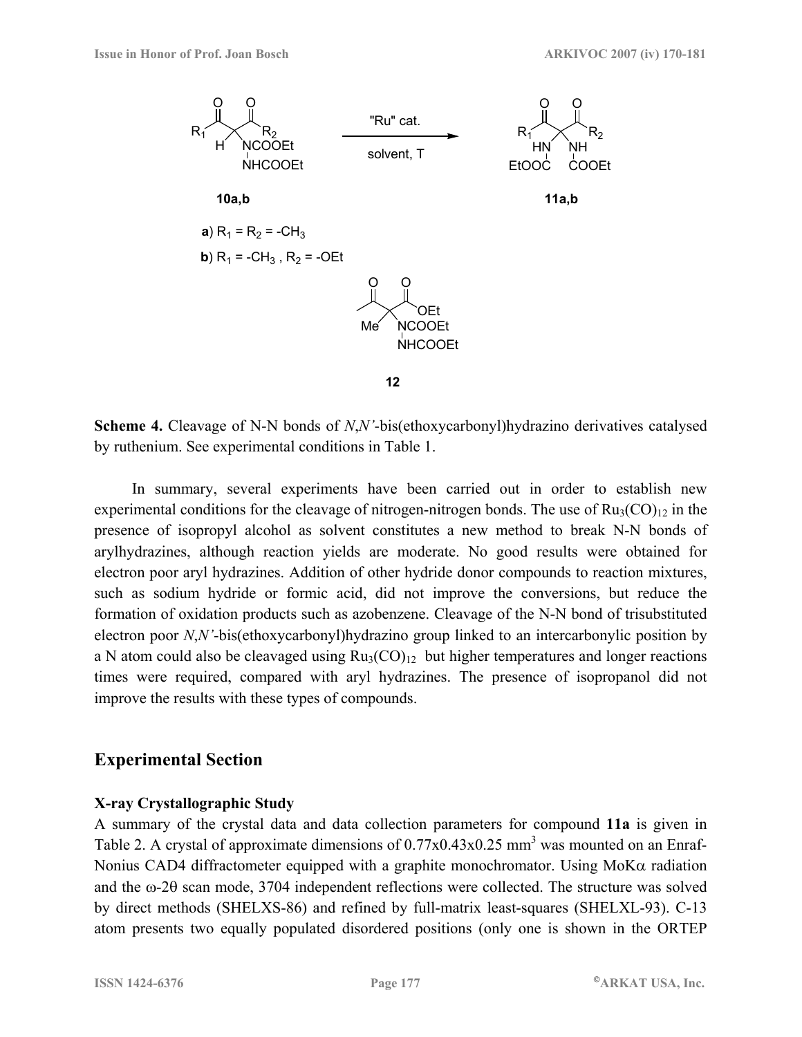**Scheme 4.** Cleavage of N-N bonds of *N*,*N'*-bis(ethoxycarbonyl)hydrazino derivatives catalysed by ruthenium. See experimental conditions in Table 1.

In summary, several experiments have been carried out in order to establish new experimental conditions for the cleavage of nitrogen-nitrogen bonds. The use of $Ru_3(CO)_{12}$ in the presence of isopropyl alcohol as solvent constitutes a new method to break N-N bonds of arylhydrazines, although reaction yields are moderate. No good results were obtained for electron poor aryl hydrazines. Addition of other hydride donor compounds to reaction mixtures, such as sodium hydride or formic acid, did not improve the conversions, but reduce the formation of oxidation products such as azobenzene. Cleavage of the N-N bond of trisubstituted electron poor *N*,*N'*-bis(ethoxycarbonyl)hydrazino group linked to an intercarbonylic position by a N atom could also be cleavaged using $Ru_3(CO)_{12}$ but higher temperatures and longer reactions times were required, compared with aryl hydrazines. The presence of isopropanol did not improve the results with these types of compounds.

## Experimental Section

### X-ray Crystallographic Study

A summary of the crystal data and data collection parameters for compound **11a** is given in Table 2. A crystal of approximate dimensions of 0.77x0.43x0.25 mm$^3$ was mounted on an Enraf-Nonius CAD4 diffractometer equipped with a graphite monochromator. Using MoK$\alpha$ radiation and the $\omega$-2$\theta$ scan mode, 3704 independent reflections were collected. The structure was solved by direct methods (SHELXS-86) and refined by full-matrix least-squares (SHELXL-93). C-13 atom presents two equally populated disordered positions (only one is shown in the ORTEP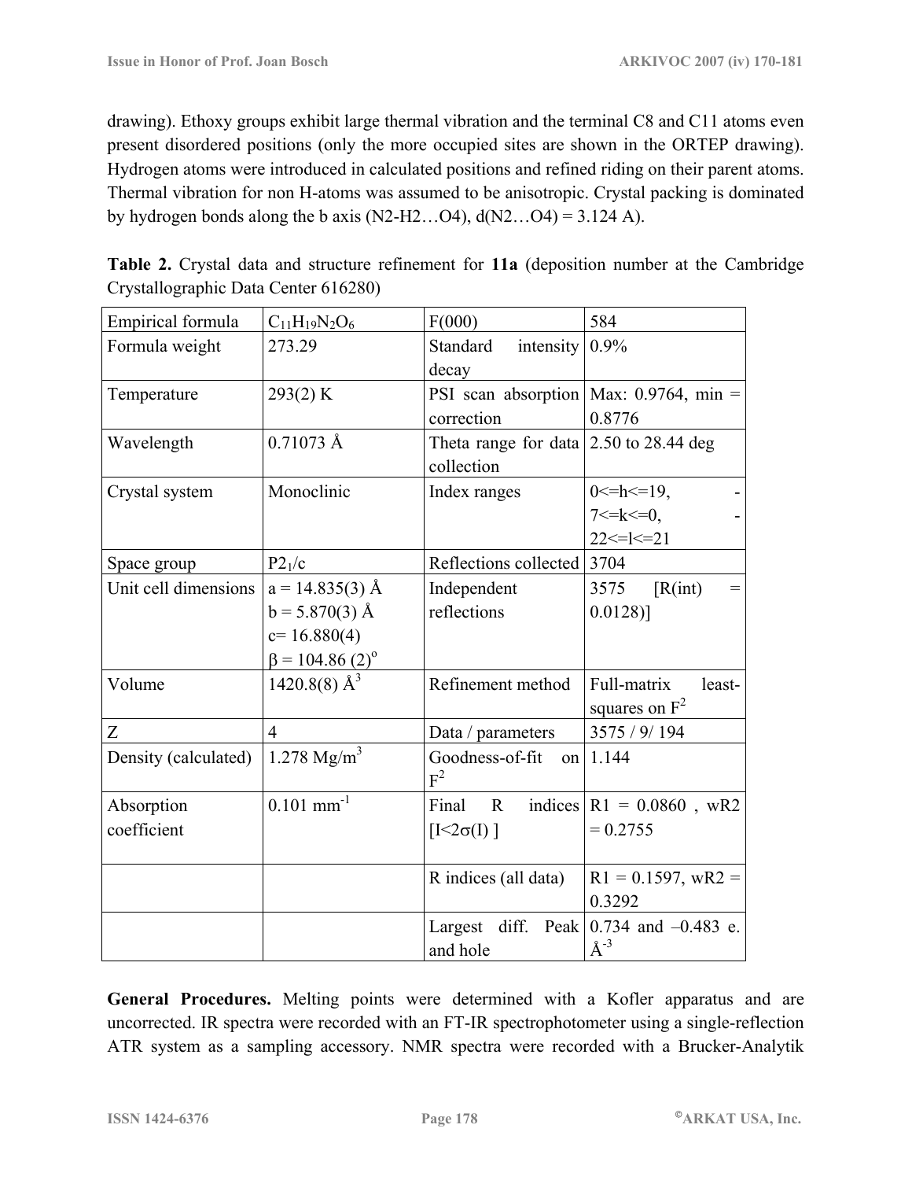drawing). Ethoxy groups exhibit large thermal vibration and the terminal C8 and C11 atoms even present disordered positions (only the more occupied sites are shown in the ORTEP drawing). Hydrogen atoms were introduced in calculated positions and refined riding on their parent atoms. Thermal vibration for non H-atoms was assumed to be anisotropic. Crystal packing is dominated by hydrogen bonds along the b axis (N2-H2…O4), d(N2…O4) = 3.124 A).

**Table 2.** Crystal data and structure refinement for **11a** (deposition number at the Cambridge Crystallographic Data Center 616280)

| | | | |
|---|---|---|---|
| Empirical formula | $C_{11}H_{19}N_2O_6$ | F(000) | 584 |
| Formula weight | 273.29 | Standard intensity decay | 0.9% |
| Temperature | 293(2) K | PSI scan absorption correction | Max: 0.9764, min = 0.8776 |
| Wavelength | 0.71073 Å | Theta range for data collection | 2.50 to 28.44 deg |
| Crystal system | Monoclinic | Index ranges | 0<=h<=19, -7<=k<=0, -22<=l<=21 |
| Space group | $P2_1/c$ | Reflections collected | 3704 |
| Unit cell dimensions | a = 14.835(3) Å<br>b = 5.870(3) Å<br>c= 16.880(4)<br>β = 104.86 (2)° | Independent reflections | 3575 [R(int) = 0.0128)] |
| Volume | 1420.8(8) $Å^3$ | Refinement method | Full-matrix least-squares on $F^2$ |
| Z | 4 | Data / parameters | 3575 / 9/ 194 |
| Density (calculated) | 1.278 $Mg/m^3$ | Goodness-of-fit on $F^2$ | 1.144 |
| Absorption coefficient | 0.101 $mm^{-1}$ | Final R indices [$I<2\sigma(I)$ ] | R1 = 0.0860 , wR2 = 0.2755 |
| | | R indices (all data) | R1 = 0.1597, wR2 = 0.3292 |
| | | Largest diff. Peak and hole | 0.734 and –0.483 e. $Å^{-3}$ |

**General Procedures.** Melting points were determined with a Kofler apparatus and are uncorrected. IR spectra were recorded with an FT-IR spectrophotometer using a single-reflection ATR system as a sampling accessory. NMR spectra were recorded with a Brucker-Analytik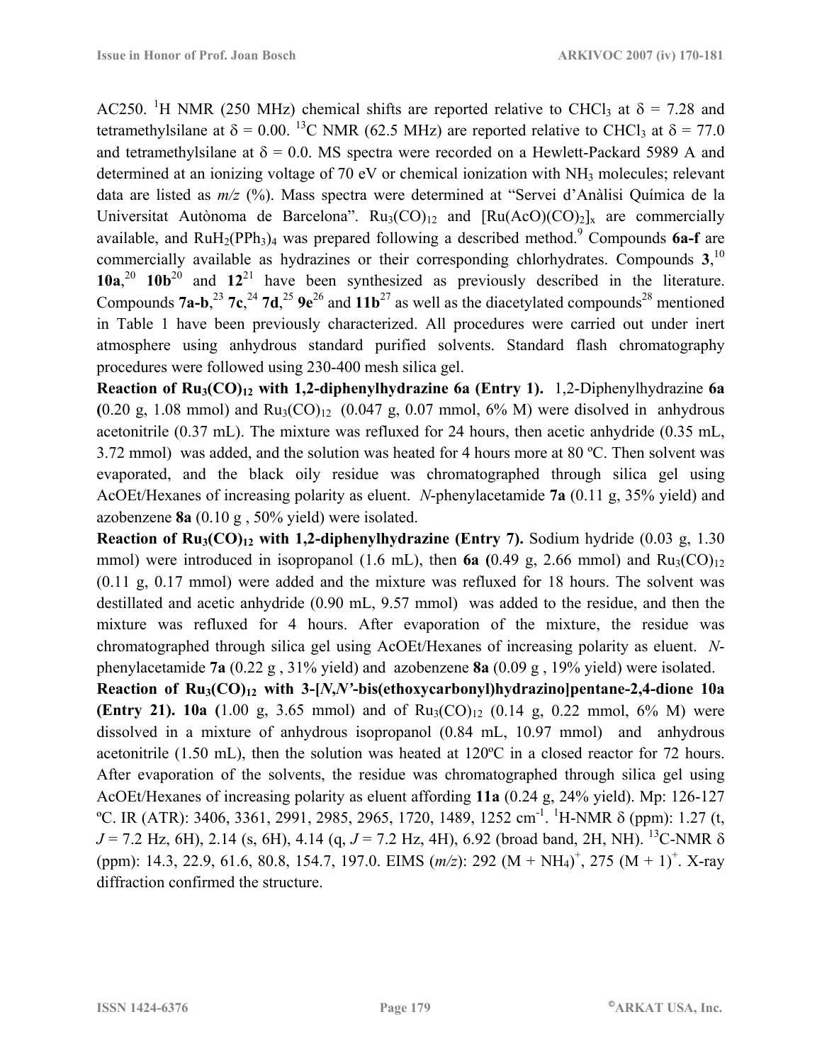AC250. $^{1}$H NMR (250 MHz) chemical shifts are reported relative to $CHCl_3$ at δ = 7.28 and tetramethylsilane at δ = 0.00. $^{13}$C NMR (62.5 MHz) are reported relative to $CHCl_3$ at δ = 77.0 and tetramethylsilane at δ = 0.0. MS spectra were recorded on a Hewlett-Packard 5989 A and determined at an ionizing voltage of 70 eV or chemical ionization with $NH_3$ molecules; relevant data are listed as *m/z* (%). Mass spectra were determined at "Servei d'Anàlisi Química de la Universitat Autònoma de Barcelona". $Ru_3(CO)_{12}$ and $[Ru(AcO)(CO)_2]_x$ are commercially available, and $RuH_2(PPh_3)_4$ was prepared following a described method.[9] Compounds **6a-f** are commercially available as hydrazines or their corresponding chlorhydrates. Compounds **3**,[10] **10a**,[20] **10b**[20] and **12**[21] have been synthesized as previously described in the literature. Compounds **7a-b**,[23] **7c**,[24] **7d**,[25] **9e**[26] and **11b**[27] as well as the diacetylated compounds[28] mentioned in Table 1 have been previously characterized. All procedures were carried out under inert atmosphere using anhydrous standard purified solvents. Standard flash chromatography procedures were followed using 230-400 mesh silica gel.

**Reaction of $Ru_3(CO)_{12}$ with 1,2-diphenylhydrazine 6a (Entry 1).** 1,2-Diphenylhydrazine **6a** (0.20 g, 1.08 mmol) and $Ru_3(CO)_{12}$ (0.047 g, 0.07 mmol, 6% M) were disolved in anhydrous acetonitrile (0.37 mL). The mixture was refluxed for 24 hours, then acetic anhydride (0.35 mL, 3.72 mmol) was added, and the solution was heated for 4 hours more at 80 ºC. Then solvent was evaporated, and the black oily residue was chromatographed through silica gel using AcOEt/Hexanes of increasing polarity as eluent. *N*-phenylacetamide **7a** (0.11 g, 35% yield) and azobenzene **8a** (0.10 g , 50% yield) were isolated.

**Reaction of $Ru_3(CO)_{12}$ with 1,2-diphenylhydrazine (Entry 7).** Sodium hydride (0.03 g, 1.30 mmol) were introduced in isopropanol (1.6 mL), then **6a** (0.49 g, 2.66 mmol) and $Ru_3(CO)_{12}$ (0.11 g, 0.17 mmol) were added and the mixture was refluxed for 18 hours. The solvent was destillated and acetic anhydride (0.90 mL, 9.57 mmol) was added to the residue, and then the mixture was refluxed for 4 hours. After evaporation of the mixture, the residue was chromatographed through silica gel using AcOEt/Hexanes of increasing polarity as eluent. *N*-phenylacetamide **7a** (0.22 g , 31% yield) and azobenzene **8a** (0.09 g , 19% yield) were isolated.

**Reaction of $Ru_3(CO)_{12}$ with 3-[*N,N'*-bis(ethoxycarbonyl)hydrazino]pentane-2,4-dione 10a (Entry 21).** **10a** (1.00 g, 3.65 mmol) and of $Ru_3(CO)_{12}$ (0.14 g, 0.22 mmol, 6% M) were dissolved in a mixture of anhydrous isopropanol (0.84 mL, 10.97 mmol) and anhydrous acetonitrile (1.50 mL), then the solution was heated at 120ºC in a closed reactor for 72 hours. After evaporation of the solvents, the residue was chromatographed through silica gel using AcOEt/Hexanes of increasing polarity as eluent affording **11a** (0.24 g, 24% yield). Mp: 126-127 ºC. IR (ATR): 3406, 3361, 2991, 2985, 2965, 1720, 1489, 1252 $cm^{-1}$. $^{1}$H-NMR δ (ppm): 1.27 (t, *J* = 7.2 Hz, 6H), 2.14 (s, 6H), 4.14 (q, *J* = 7.2 Hz, 4H), 6.92 (broad band, 2H, NH). $^{13}$C-NMR δ (ppm): 14.3, 22.9, 61.6, 80.8, 154.7, 197.0. EIMS (*m/z*): 292 $(M + NH_4)^+$, 275 $(M + 1)^+$. X-ray diffraction confirmed the structure.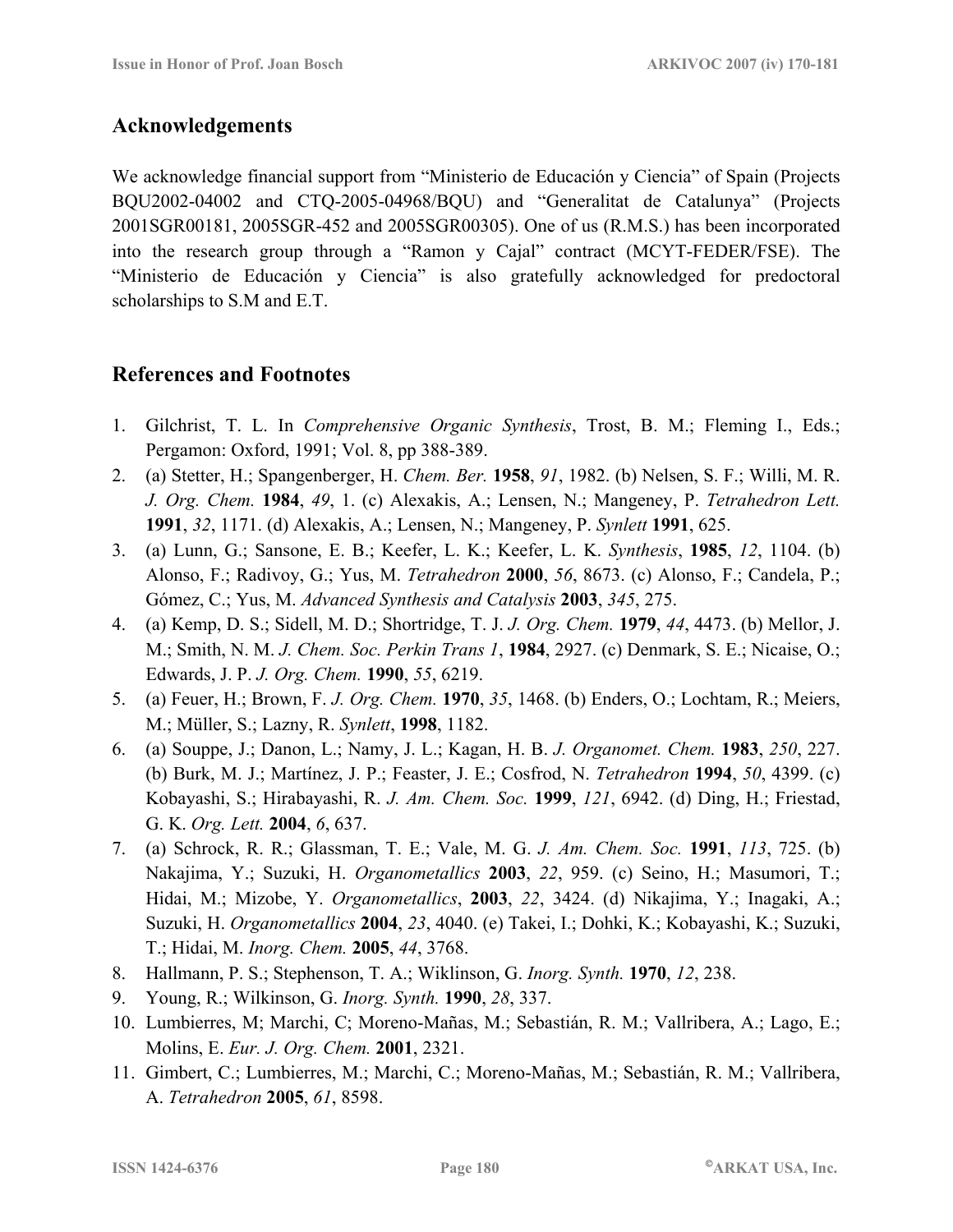## Acknowledgements

We acknowledge financial support from "Ministerio de Educación y Ciencia" of Spain (Projects BQU2002-04002 and CTQ-2005-04968/BQU) and "Generalitat de Catalunya" (Projects 2001SGR00181, 2005SGR-452 and 2005SGR00305). One of us (R.M.S.) has been incorporated into the research group through a "Ramon y Cajal" contract (MCYT-FEDER/FSE). The "Ministerio de Educación y Ciencia" is also gratefully acknowledged for predoctoral scholarships to S.M and E.T.

## References and Footnotes

1. Gilchrist, T. L. In *Comprehensive Organic Synthesis*, Trost, B. M.; Fleming I., Eds.; Pergamon: Oxford, 1991; Vol. 8, pp 388-389.
2. (a) Stetter, H.; Spangenberger, H. *Chem. Ber.* **1958**, *91*, 1982. (b) Nelsen, S. F.; Willi, M. R. *J. Org. Chem.* **1984**, *49*, 1. (c) Alexakis, A.; Lensen, N.; Mangeney, P. *Tetrahedron Lett.* **1991**, *32*, 1171. (d) Alexakis, A.; Lensen, N.; Mangeney, P. *Synlett* **1991**, 625.
3. (a) Lunn, G.; Sansone, E. B.; Keefer, L. K.; Keefer, L. K. *Synthesis*, **1985**, *12*, 1104. (b) Alonso, F.; Radivoy, G.; Yus, M. *Tetrahedron* **2000**, *56*, 8673. (c) Alonso, F.; Candela, P.; Gómez, C.; Yus, M. *Advanced Synthesis and Catalysis* **2003**, *345*, 275.
4. (a) Kemp, D. S.; Sidell, M. D.; Shortridge, T. J. *J. Org. Chem.* **1979**, *44*, 4473. (b) Mellor, J. M.; Smith, N. M. *J. Chem. Soc. Perkin Trans 1*, **1984**, 2927. (c) Denmark, S. E.; Nicaise, O.; Edwards, J. P. *J. Org. Chem.* **1990**, *55*, 6219.
5. (a) Feuer, H.; Brown, F. *J. Org. Chem.* **1970**, *35*, 1468. (b) Enders, O.; Lochtam, R.; Meiers, M.; Müller, S.; Lazny, R. *Synlett*, **1998**, 1182.
6. (a) Souppe, J.; Danon, L.; Namy, J. L.; Kagan, H. B. *J. Organomet. Chem.* **1983**, *250*, 227. (b) Burk, M. J.; Martínez, J. P.; Feaster, J. E.; Cosfrod, N. *Tetrahedron* **1994**, *50*, 4399. (c) Kobayashi, S.; Hirabayashi, R. *J. Am. Chem. Soc.* **1999**, *121*, 6942. (d) Ding, H.; Friestad, G. K. *Org. Lett.* **2004**, *6*, 637.
7. (a) Schrock, R. R.; Glassman, T. E.; Vale, M. G. *J. Am. Chem. Soc.* **1991**, *113*, 725. (b) Nakajima, Y.; Suzuki, H. *Organometallics* **2003**, *22*, 959. (c) Seino, H.; Masumori, T.; Hidai, M.; Mizobe, Y. *Organometallics*, **2003**, *22*, 3424. (d) Nikajima, Y.; Inagaki, A.; Suzuki, H. *Organometallics* **2004**, *23*, 4040. (e) Takei, I.; Dohki, K.; Kobayashi, K.; Suzuki, T.; Hidai, M. *Inorg. Chem.* **2005**, *44*, 3768.
8. Hallmann, P. S.; Stephenson, T. A.; Wiklinson, G. *Inorg. Synth.* **1970**, *12*, 238.
9. Young, R.; Wilkinson, G. *Inorg. Synth.* **1990**, *28*, 337.
10. Lumbierres, M; Marchi, C; Moreno-Mañas, M.; Sebastián, R. M.; Vallribera, A.; Lago, E.; Molins, E. *Eur. J. Org. Chem.* **2001**, 2321.
11. Gimbert, C.; Lumbierres, M.; Marchi, C.; Moreno-Mañas, M.; Sebastián, R. M.; Vallribera, A. *Tetrahedron* **2005**, *61*, 8598.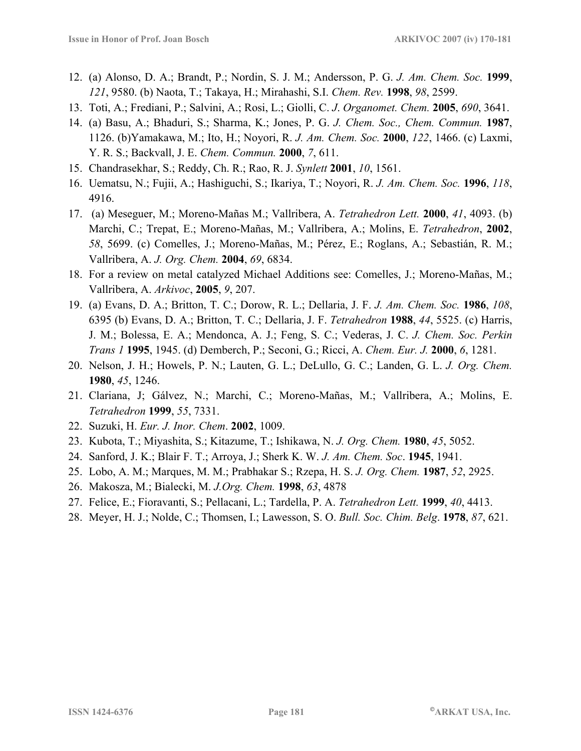12. (a) Alonso, D. A.; Brandt, P.; Nordin, S. J. M.; Andersson, P. G. *J. Am. Chem. Soc.* **1999**, *121*, 9580. (b) Naota, T.; Takaya, H.; Mirahashi, S.I. *Chem. Rev.* **1998**, *98*, 2599.
13. Toti, A.; Frediani, P.; Salvini, A.; Rosi, L.; Giolli, C. *J. Organomet. Chem.* **2005**, *690*, 3641.
14. (a) Basu, A.; Bhaduri, S.; Sharma, K.; Jones, P. G. *J. Chem. Soc., Chem. Commun.* **1987**, 1126. (b)Yamakawa, M.; Ito, H.; Noyori, R. *J. Am. Chem. Soc.* **2000**, *122*, 1466. (c) Laxmi, Y. R. S.; Backvall, J. E. *Chem. Commun.* **2000**, *7*, 611.
15. Chandrasekhar, S.; Reddy, Ch. R.; Rao, R. J. *Synlett* **2001**, *10*, 1561.
16. Uematsu, N.; Fujii, A.; Hashiguchi, S.; Ikariya, T.; Noyori, R. *J. Am. Chem. Soc.* **1996**, *118*, 4916.
17. (a) Meseguer, M.; Moreno-Mañas M.; Vallribera, A. *Tetrahedron Lett.* **2000**, *41*, 4093. (b) Marchi, C.; Trepat, E.; Moreno-Mañas, M.; Vallribera, A.; Molins, E. *Tetrahedron*, **2002**, *58*, 5699. (c) Comelles, J.; Moreno-Mañas, M.; Pérez, E.; Roglans, A.; Sebastián, R. M.; Vallribera, A. *J. Org. Chem.* **2004**, *69*, 6834.
18. For a review on metal catalyzed Michael Additions see: Comelles, J.; Moreno-Mañas, M.; Vallribera, A. *Arkivoc*, **2005**, *9*, 207.
19. (a) Evans, D. A.; Britton, T. C.; Dorow, R. L.; Dellaria, J. F. *J. Am. Chem. Soc.* **1986**, *108*, 6395 (b) Evans, D. A.; Britton, T. C.; Dellaria, J. F. *Tetrahedron* **1988**, *44*, 5525. (c) Harris, J. M.; Bolessa, E. A.; Mendonca, A. J.; Feng, S. C.; Vederas, J. C. *J. Chem. Soc. Perkin Trans 1* **1995**, 1945. (d) Demberch, P.; Seconi, G.; Ricci, A. *Chem. Eur. J.* **2000**, *6*, 1281.
20. Nelson, J. H.; Howels, P. N.; Lauten, G. L.; DeLullo, G. C.; Landen, G. L. *J. Org. Chem.* **1980**, *45*, 1246.
21. Clariana, J; Gálvez, N.; Marchi, C.; Moreno-Mañas, M.; Vallribera, A.; Molins, E. *Tetrahedron* **1999**, *55*, 7331.
22. Suzuki, H. *Eur. J. Inor. Chem*. **2002**, 1009.
23. Kubota, T.; Miyashita, S.; Kitazume, T.; Ishikawa, N. *J. Org. Chem.* **1980**, *45*, 5052.
24. Sanford, J. K.; Blair F. T.; Arroya, J.; Sherk K. W. *J. Am. Chem. Soc*. **1945**, 1941.
25. Lobo, A. M.; Marques, M. M.; Prabhakar S.; Rzepa, H. S. *J. Org. Chem.* **1987**, *52*, 2925.
26. Makosza, M.; Bialecki, M. *J.Org. Chem.* **1998**, *63*, 4878
27. Felice, E.; Fioravanti, S.; Pellacani, L.; Tardella, P. A. *Tetrahedron Lett.* **1999**, *40*, 4413.
28. Meyer, H. J.; Nolde, C.; Thomsen, I.; Lawesson, S. O. *Bull. Soc. Chim. Belg*. **1978**, *87*, 621.